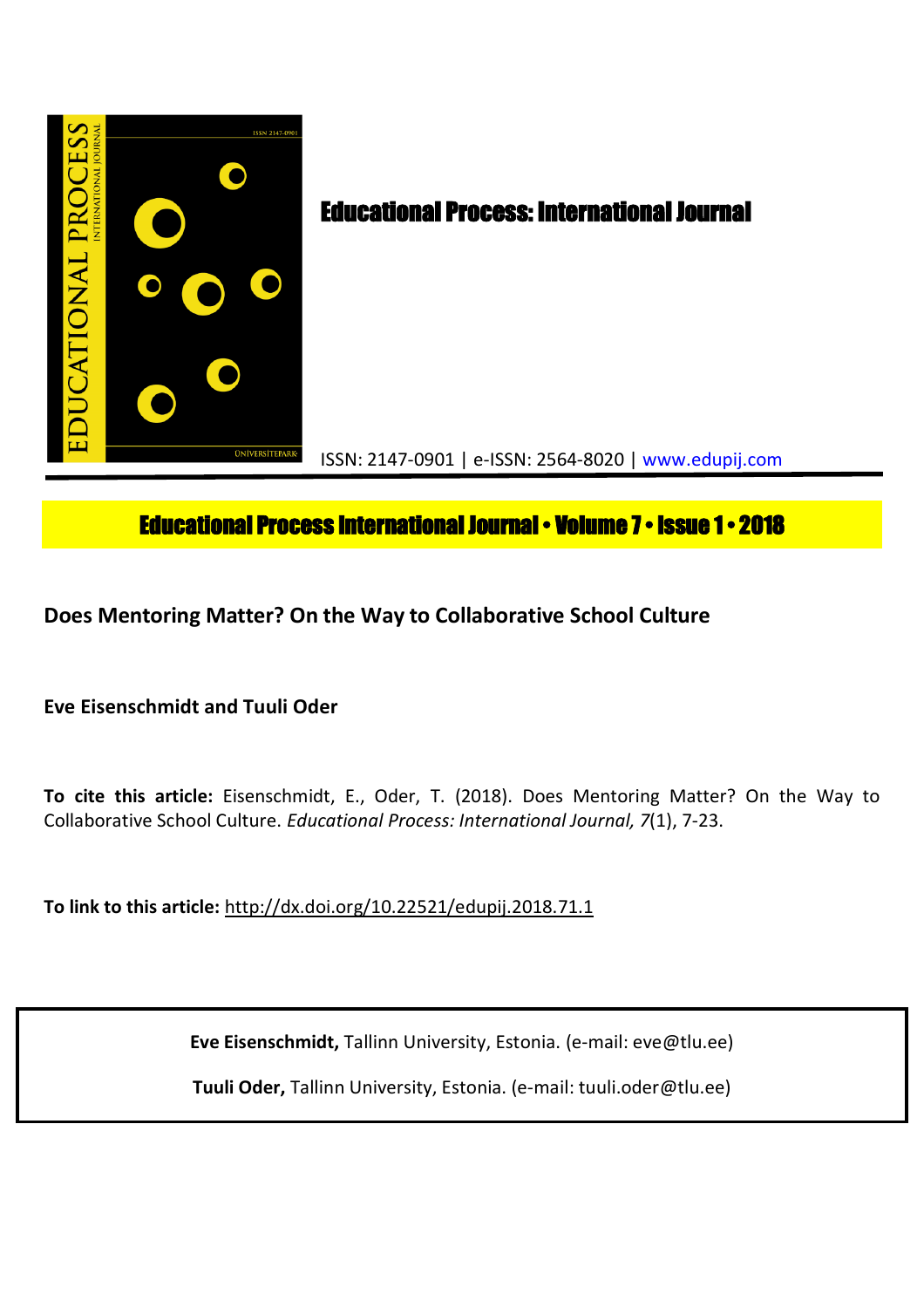# Educational Process: International Journal

ISSN: 2147-0901 | e-ISSN: 2564-8020 | www.edupij.com

**Educational Process International Journal • Volume 7 • Issue 1 • 2018**

## Does Mentoring Matter? On the Way to Collaborative School Culture

**Eve Eisenschmidt and Tuuli Oder**

**To cite this article:** Eisenschmidt, E., Oder, T. (2018). Does Mentoring Matter? On the Way to Collaborative School Culture. *Educational Process: International Journal, 7*(1), 7-23.

**To link to this article:** http://dx.doi.org/10.22521/edupij.2018.71.1

**Eve Eisenschmidt,** Tallinn University, Estonia. (e-mail: eve@tlu.ee)

**Tuuli Oder,** Tallinn University, Estonia. (e-mail: tuuli.oder@tlu.ee)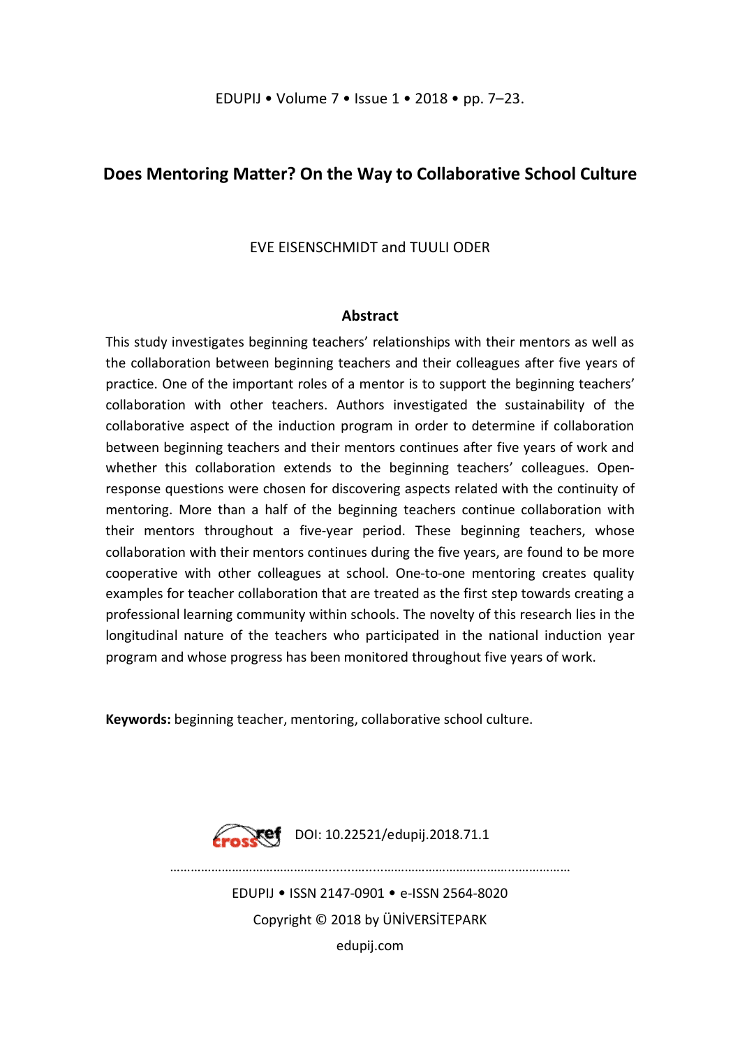# Does Mentoring Matter? On the Way to Collaborative School Culture

EVE EISENSCHMIDT and TUULI ODER

## Abstract

This study investigates beginning teachers' relationships with their mentors as well as the collaboration between beginning teachers and their colleagues after five years of practice. One of the important roles of a mentor is to support the beginning teachers' collaboration with other teachers. Authors investigated the sustainability of the collaborative aspect of the induction program in order to determine if collaboration between beginning teachers and their mentors continues after five years of work and whether this collaboration extends to the beginning teachers' colleagues. Open-response questions were chosen for discovering aspects related with the continuity of mentoring. More than a half of the beginning teachers continue collaboration with their mentors throughout a five-year period. These beginning teachers, whose collaboration with their mentors continues during the five years, are found to be more cooperative with other colleagues at school. One-to-one mentoring creates quality examples for teacher collaboration that are treated as the first step towards creating a professional learning community within schools. The novelty of this research lies in the longitudinal nature of the teachers who participated in the national induction year program and whose progress has been monitored throughout five years of work.

**Keywords:** beginning teacher, mentoring, collaborative school culture.

DOI: 10.22521/edupij.2018.71.1

EDUPIJ • ISSN 2147-0901 • e-ISSN 2564-8020
Copyright © 2018 by ÜNİVERSİTEPARK
edupij.com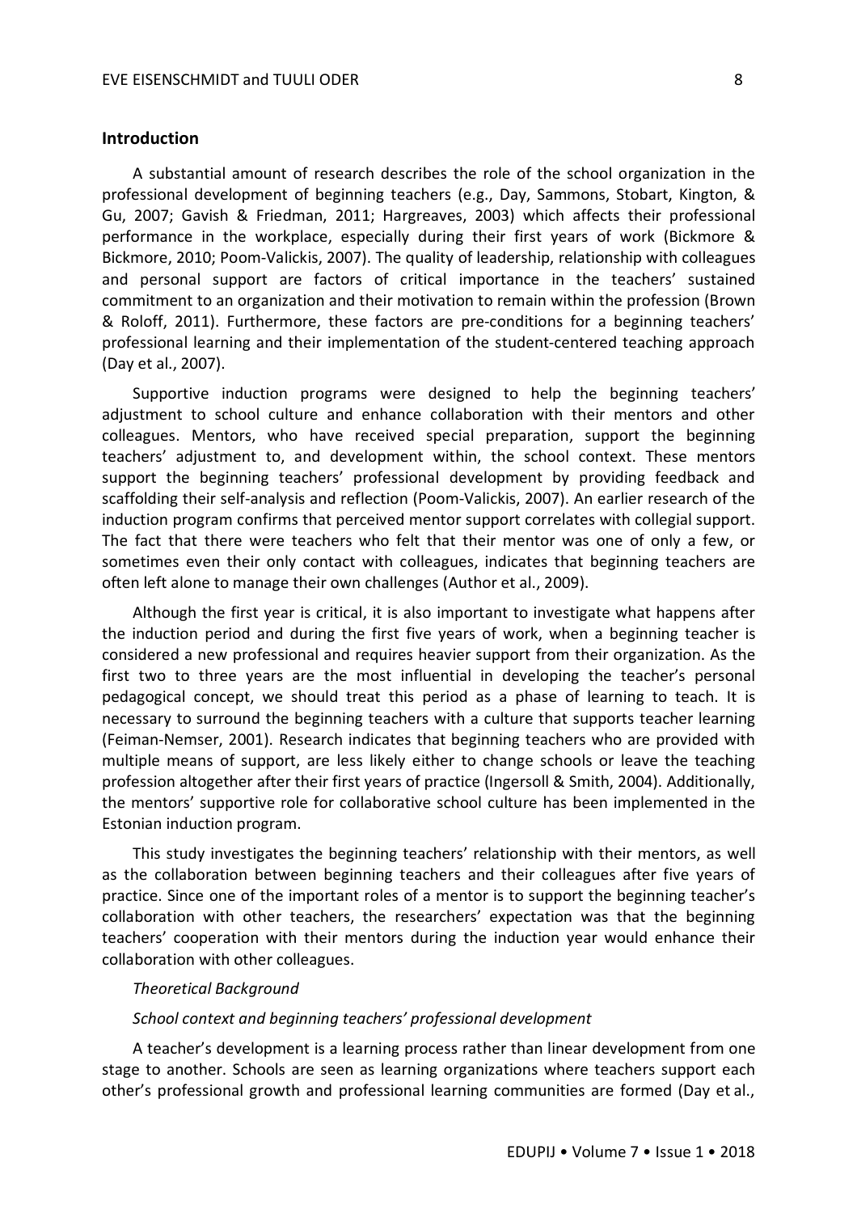## Introduction

A substantial amount of research describes the role of the school organization in the professional development of beginning teachers (e.g., Day, Sammons, Stobart, Kington, & Gu, 2007; Gavish & Friedman, 2011; Hargreaves, 2003) which affects their professional performance in the workplace, especially during their first years of work (Bickmore & Bickmore, 2010; Poom-Valickis, 2007). The quality of leadership, relationship with colleagues and personal support are factors of critical importance in the teachers' sustained commitment to an organization and their motivation to remain within the profession (Brown & Roloff, 2011). Furthermore, these factors are pre-conditions for a beginning teachers' professional learning and their implementation of the student-centered teaching approach (Day et al., 2007).

Supportive induction programs were designed to help the beginning teachers' adjustment to school culture and enhance collaboration with their mentors and other colleagues. Mentors, who have received special preparation, support the beginning teachers' adjustment to, and development within, the school context. These mentors support the beginning teachers' professional development by providing feedback and scaffolding their self-analysis and reflection (Poom-Valickis, 2007). An earlier research of the induction program confirms that perceived mentor support correlates with collegial support. The fact that there were teachers who felt that their mentor was one of only a few, or sometimes even their only contact with colleagues, indicates that beginning teachers are often left alone to manage their own challenges (Author et al., 2009).

Although the first year is critical, it is also important to investigate what happens after the induction period and during the first five years of work, when a beginning teacher is considered a new professional and requires heavier support from their organization. As the first two to three years are the most influential in developing the teacher's personal pedagogical concept, we should treat this period as a phase of learning to teach. It is necessary to surround the beginning teachers with a culture that supports teacher learning (Feiman-Nemser, 2001). Research indicates that beginning teachers who are provided with multiple means of support, are less likely either to change schools or leave the teaching profession altogether after their first years of practice (Ingersoll & Smith, 2004). Additionally, the mentors' supportive role for collaborative school culture has been implemented in the Estonian induction program.

This study investigates the beginning teachers' relationship with their mentors, as well as the collaboration between beginning teachers and their colleagues after five years of practice. Since one of the important roles of a mentor is to support the beginning teacher's collaboration with other teachers, the researchers' expectation was that the beginning teachers' cooperation with their mentors during the induction year would enhance their collaboration with other colleagues.

### *Theoretical Background*

#### *School context and beginning teachers' professional development*

A teacher's development is a learning process rather than linear development from one stage to another. Schools are seen as learning organizations where teachers support each other's professional growth and professional learning communities are formed (Day et al.,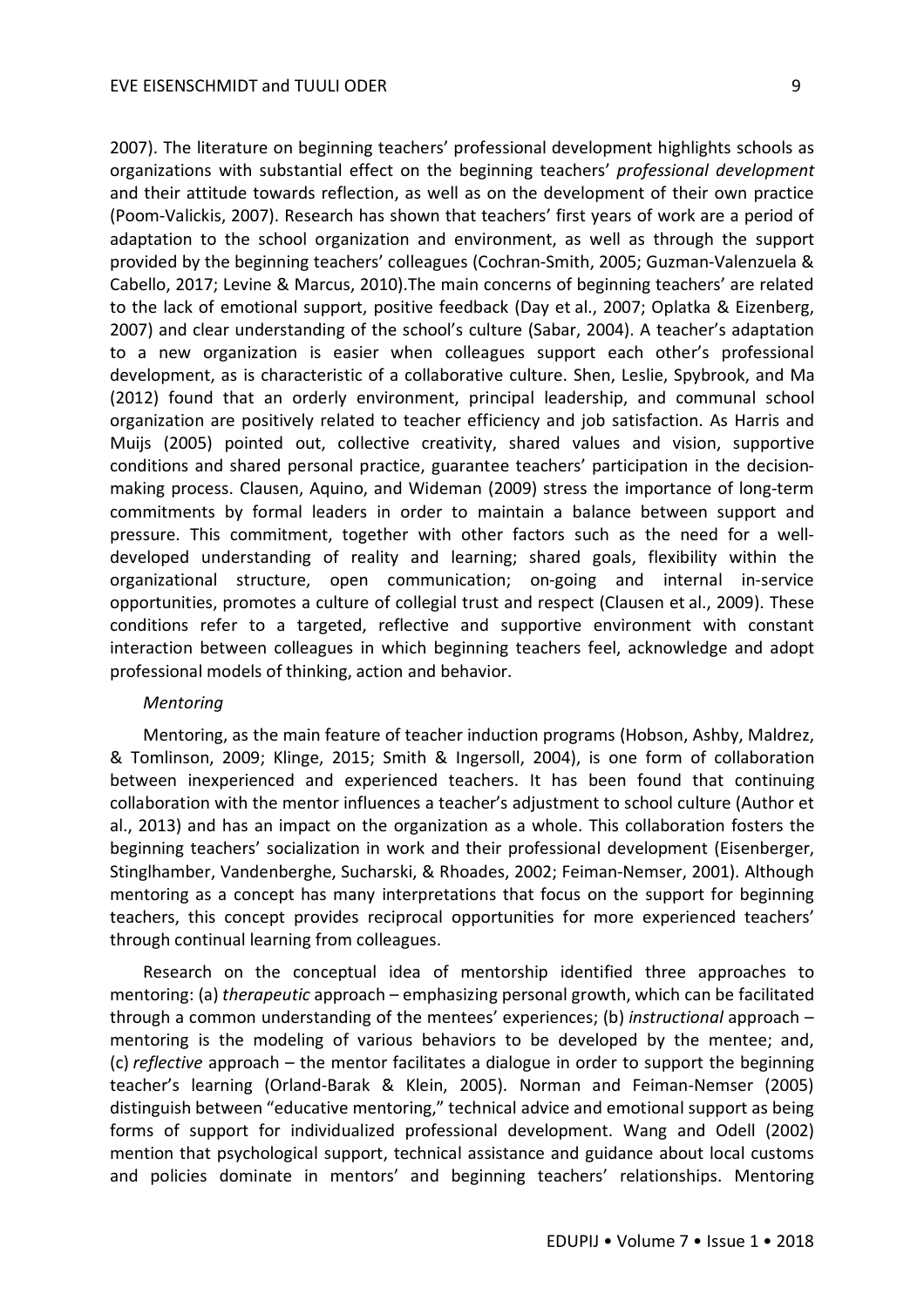2007). The literature on beginning teachers' professional development highlights schools as organizations with substantial effect on the beginning teachers' *professional development* and their attitude towards reflection, as well as on the development of their own practice (Poom-Valickis, 2007). Research has shown that teachers' first years of work are a period of adaptation to the school organization and environment, as well as through the support provided by the beginning teachers' colleagues (Cochran-Smith, 2005; Guzman-Valenzuela & Cabello, 2017; Levine & Marcus, 2010).The main concerns of beginning teachers' are related to the lack of emotional support, positive feedback (Day et al., 2007; Oplatka & Eizenberg, 2007) and clear understanding of the school's culture (Sabar, 2004). A teacher's adaptation to a new organization is easier when colleagues support each other's professional development, as is characteristic of a collaborative culture. Shen, Leslie, Spybrook, and Ma (2012) found that an orderly environment, principal leadership, and communal school organization are positively related to teacher efficiency and job satisfaction. As Harris and Muijs (2005) pointed out, collective creativity, shared values and vision, supportive conditions and shared personal practice, guarantee teachers' participation in the decision-making process. Clausen, Aquino, and Wideman (2009) stress the importance of long-term commitments by formal leaders in order to maintain a balance between support and pressure. This commitment, together with other factors such as the need for a well-developed understanding of reality and learning; shared goals, flexibility within the organizational structure, open communication; on-going and internal in-service opportunities, promotes a culture of collegial trust and respect (Clausen et al., 2009). These conditions refer to a targeted, reflective and supportive environment with constant interaction between colleagues in which beginning teachers feel, acknowledge and adopt professional models of thinking, action and behavior.

*Mentoring*

Mentoring, as the main feature of teacher induction programs (Hobson, Ashby, Maldrez, & Tomlinson, 2009; Klinge, 2015; Smith & Ingersoll, 2004), is one form of collaboration between inexperienced and experienced teachers. It has been found that continuing collaboration with the mentor influences a teacher's adjustment to school culture (Author et al., 2013) and has an impact on the organization as a whole. This collaboration fosters the beginning teachers' socialization in work and their professional development (Eisenberger, Stinglhamber, Vandenberghe, Sucharski, & Rhoades, 2002; Feiman-Nemser, 2001). Although mentoring as a concept has many interpretations that focus on the support for beginning teachers, this concept provides reciprocal opportunities for more experienced teachers' through continual learning from colleagues.

Research on the conceptual idea of mentorship identified three approaches to mentoring: (a) *therapeutic* approach – emphasizing personal growth, which can be facilitated through a common understanding of the mentees' experiences; (b) *instructional* approach – mentoring is the modeling of various behaviors to be developed by the mentee; and, (c) *reflective* approach – the mentor facilitates a dialogue in order to support the beginning teacher's learning (Orland-Barak & Klein, 2005). Norman and Feiman-Nemser (2005) distinguish between "educative mentoring," technical advice and emotional support as being forms of support for individualized professional development. Wang and Odell (2002) mention that psychological support, technical assistance and guidance about local customs and policies dominate in mentors' and beginning teachers' relationships. Mentoring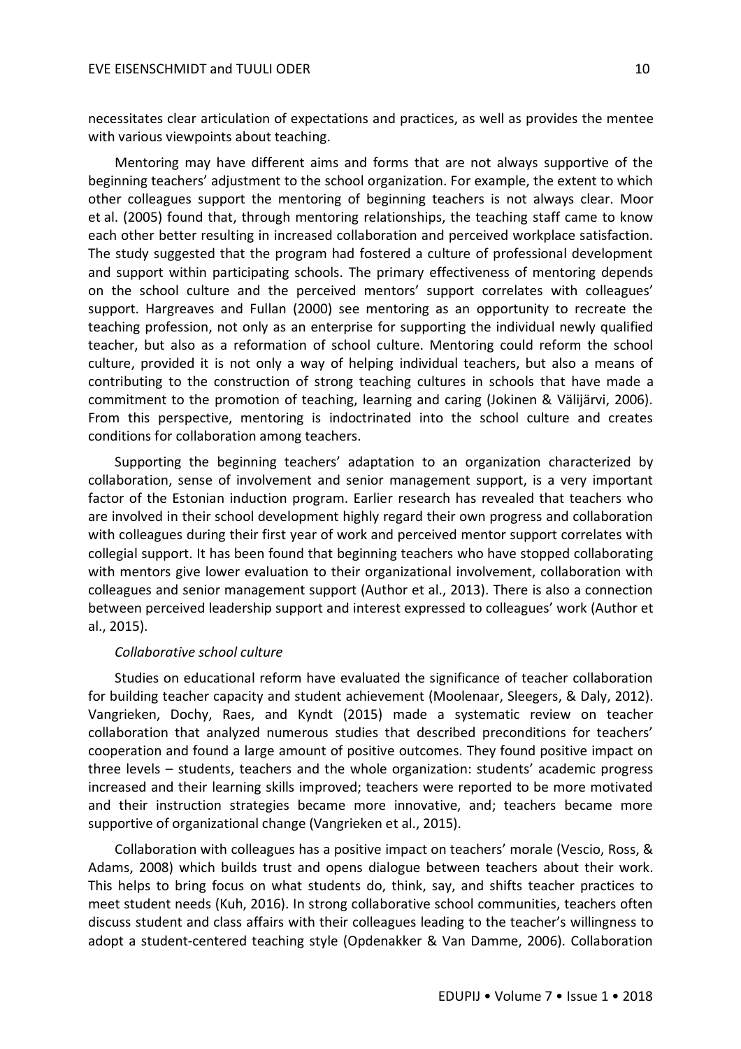necessitates clear articulation of expectations and practices, as well as provides the mentee with various viewpoints about teaching.

Mentoring may have different aims and forms that are not always supportive of the beginning teachers' adjustment to the school organization. For example, the extent to which other colleagues support the mentoring of beginning teachers is not always clear. Moor et al. (2005) found that, through mentoring relationships, the teaching staff came to know each other better resulting in increased collaboration and perceived workplace satisfaction. The study suggested that the program had fostered a culture of professional development and support within participating schools. The primary effectiveness of mentoring depends on the school culture and the perceived mentors' support correlates with colleagues' support. Hargreaves and Fullan (2000) see mentoring as an opportunity to recreate the teaching profession, not only as an enterprise for supporting the individual newly qualified teacher, but also as a reformation of school culture. Mentoring could reform the school culture, provided it is not only a way of helping individual teachers, but also a means of contributing to the construction of strong teaching cultures in schools that have made a commitment to the promotion of teaching, learning and caring (Jokinen & Välijärvi, 2006). From this perspective, mentoring is indoctrinated into the school culture and creates conditions for collaboration among teachers.

Supporting the beginning teachers' adaptation to an organization characterized by collaboration, sense of involvement and senior management support, is a very important factor of the Estonian induction program. Earlier research has revealed that teachers who are involved in their school development highly regard their own progress and collaboration with colleagues during their first year of work and perceived mentor support correlates with collegial support. It has been found that beginning teachers who have stopped collaborating with mentors give lower evaluation to their organizational involvement, collaboration with colleagues and senior management support (Author et al., 2013). There is also a connection between perceived leadership support and interest expressed to colleagues' work (Author et al., 2015).

*Collaborative school culture*

Studies on educational reform have evaluated the significance of teacher collaboration for building teacher capacity and student achievement (Moolenaar, Sleegers, & Daly, 2012). Vangrieken, Dochy, Raes, and Kyndt (2015) made a systematic review on teacher collaboration that analyzed numerous studies that described preconditions for teachers' cooperation and found a large amount of positive outcomes. They found positive impact on three levels – students, teachers and the whole organization: students' academic progress increased and their learning skills improved; teachers were reported to be more motivated and their instruction strategies became more innovative, and; teachers became more supportive of organizational change (Vangrieken et al., 2015).

Collaboration with colleagues has a positive impact on teachers' morale (Vescio, Ross, & Adams, 2008) which builds trust and opens dialogue between teachers about their work. This helps to bring focus on what students do, think, say, and shifts teacher practices to meet student needs (Kuh, 2016). In strong collaborative school communities, teachers often discuss student and class affairs with their colleagues leading to the teacher's willingness to adopt a student-centered teaching style (Opdenakker & Van Damme, 2006). Collaboration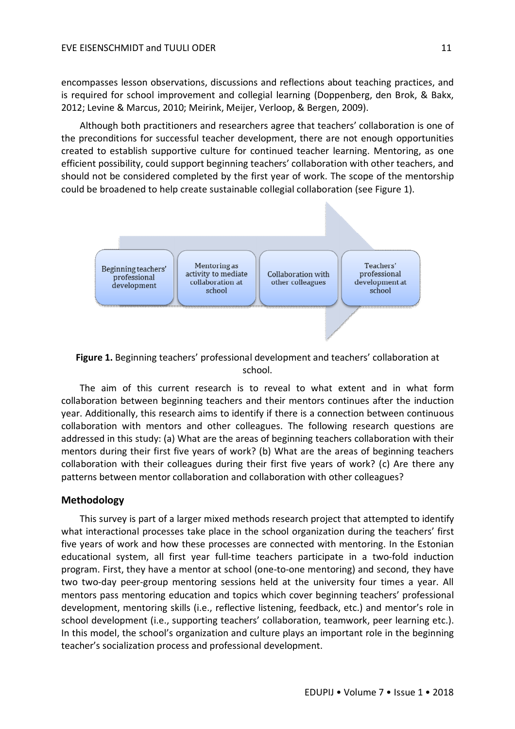encompasses lesson observations, discussions and reflections about teaching practices, and is required for school improvement and collegial learning (Doppenberg, den Brok, & Bakx, 2012; Levine & Marcus, 2010; Meirink, Meijer, Verloop, & Bergen, 2009).

Although both practitioners and researchers agree that teachers' collaboration is one of the preconditions for successful teacher development, there are not enough opportunities created to establish supportive culture for continued teacher learning. Mentoring, as one efficient possibility, could support beginning teachers' collaboration with other teachers, and should not be considered completed by the first year of work. The scope of the mentorship could be broadened to help create sustainable collegial collaboration (see Figure 1).

Beginning teachers' professional development → Mentoring as activity to mediate collaboration at school → Collaboration with other colleagues → Teachers' professional development at school

**Figure 1.** Beginning teachers' professional development and teachers' collaboration at school.

The aim of this current research is to reveal to what extent and in what form collaboration between beginning teachers and their mentors continues after the induction year. Additionally, this research aims to identify if there is a connection between continuous collaboration with mentors and other colleagues. The following research questions are addressed in this study: (a) What are the areas of beginning teachers collaboration with their mentors during their first five years of work? (b) What are the areas of beginning teachers collaboration with their colleagues during their first five years of work? (c) Are there any patterns between mentor collaboration and collaboration with other colleagues?

## Methodology

This survey is part of a larger mixed methods research project that attempted to identify what interactional processes take place in the school organization during the teachers' first five years of work and how these processes are connected with mentoring. In the Estonian educational system, all first year full-time teachers participate in a two-fold induction program. First, they have a mentor at school (one-to-one mentoring) and second, they have two two-day peer-group mentoring sessions held at the university four times a year. All mentors pass mentoring education and topics which cover beginning teachers' professional development, mentoring skills (i.e., reflective listening, feedback, etc.) and mentor's role in school development (i.e., supporting teachers' collaboration, teamwork, peer learning etc.). In this model, the school's organization and culture plays an important role in the beginning teacher's socialization process and professional development.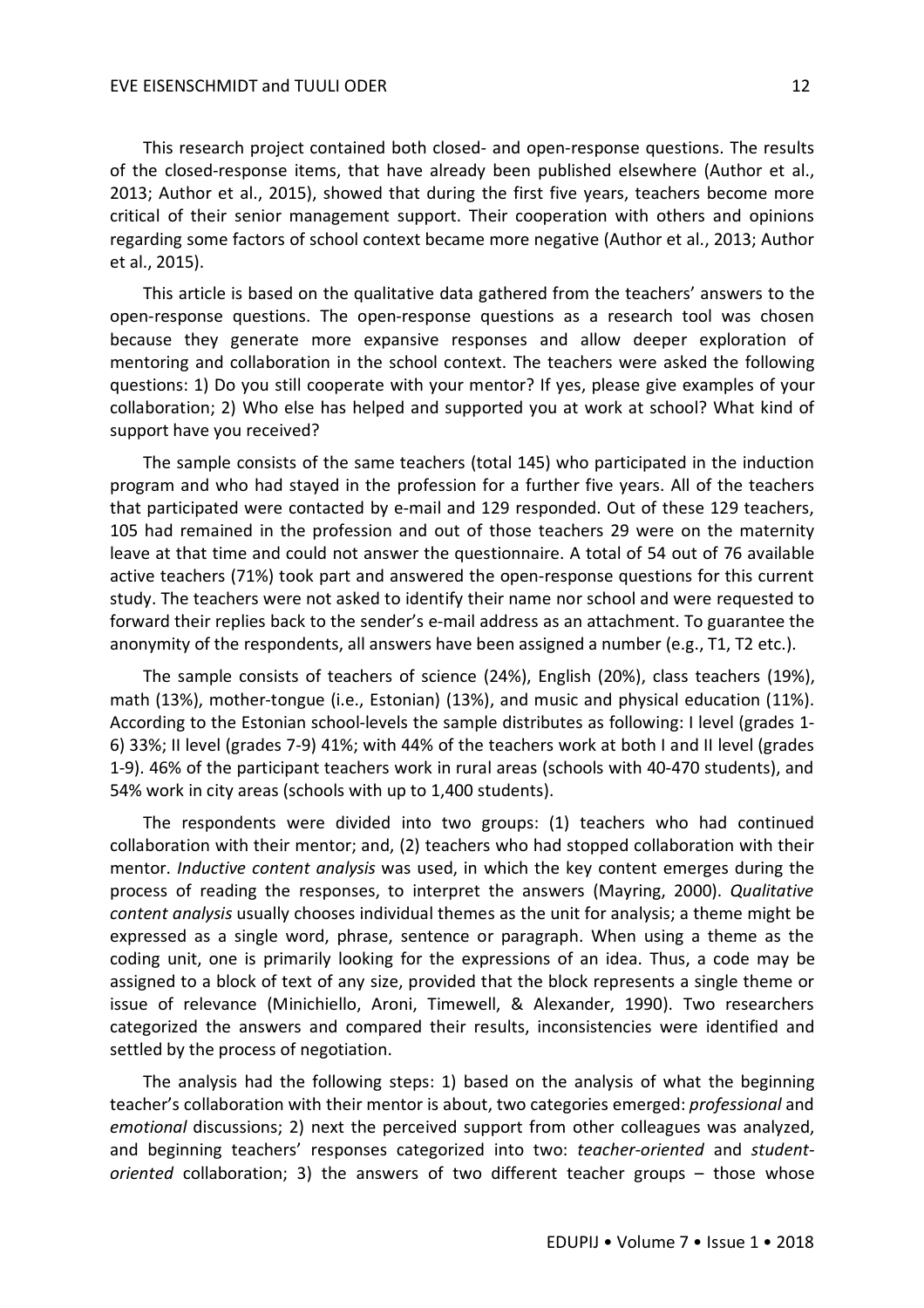This research project contained both closed- and open-response questions. The results of the closed-response items, that have already been published elsewhere (Author et al., 2013; Author et al., 2015), showed that during the first five years, teachers become more critical of their senior management support. Their cooperation with others and opinions regarding some factors of school context became more negative (Author et al., 2013; Author et al., 2015).

This article is based on the qualitative data gathered from the teachers' answers to the open-response questions. The open-response questions as a research tool was chosen because they generate more expansive responses and allow deeper exploration of mentoring and collaboration in the school context. The teachers were asked the following questions: 1) Do you still cooperate with your mentor? If yes, please give examples of your collaboration; 2) Who else has helped and supported you at work at school? What kind of support have you received?

The sample consists of the same teachers (total 145) who participated in the induction program and who had stayed in the profession for a further five years. All of the teachers that participated were contacted by e-mail and 129 responded. Out of these 129 teachers, 105 had remained in the profession and out of those teachers 29 were on the maternity leave at that time and could not answer the questionnaire. A total of 54 out of 76 available active teachers (71%) took part and answered the open-response questions for this current study. The teachers were not asked to identify their name nor school and were requested to forward their replies back to the sender's e-mail address as an attachment. To guarantee the anonymity of the respondents, all answers have been assigned a number (e.g., T1, T2 etc.).

The sample consists of teachers of science (24%), English (20%), class teachers (19%), math (13%), mother-tongue (i.e., Estonian) (13%), and music and physical education (11%). According to the Estonian school-levels the sample distributes as following: I level (grades 1-6) 33%; II level (grades 7-9) 41%; with 44% of the teachers work at both I and II level (grades 1-9). 46% of the participant teachers work in rural areas (schools with 40-470 students), and 54% work in city areas (schools with up to 1,400 students).

The respondents were divided into two groups: (1) teachers who had continued collaboration with their mentor; and, (2) teachers who had stopped collaboration with their mentor. *Inductive content analysis* was used, in which the key content emerges during the process of reading the responses, to interpret the answers (Mayring, 2000). *Qualitative content analysis* usually chooses individual themes as the unit for analysis; a theme might be expressed as a single word, phrase, sentence or paragraph. When using a theme as the coding unit, one is primarily looking for the expressions of an idea. Thus, a code may be assigned to a block of text of any size, provided that the block represents a single theme or issue of relevance (Minichiello, Aroni, Timewell, & Alexander, 1990). Two researchers categorized the answers and compared their results, inconsistencies were identified and settled by the process of negotiation.

The analysis had the following steps: 1) based on the analysis of what the beginning teacher's collaboration with their mentor is about, two categories emerged: *professional* and *emotional* discussions; 2) next the perceived support from other colleagues was analyzed, and beginning teachers' responses categorized into two: *teacher-oriented* and *student-oriented* collaboration; 3) the answers of two different teacher groups – those whose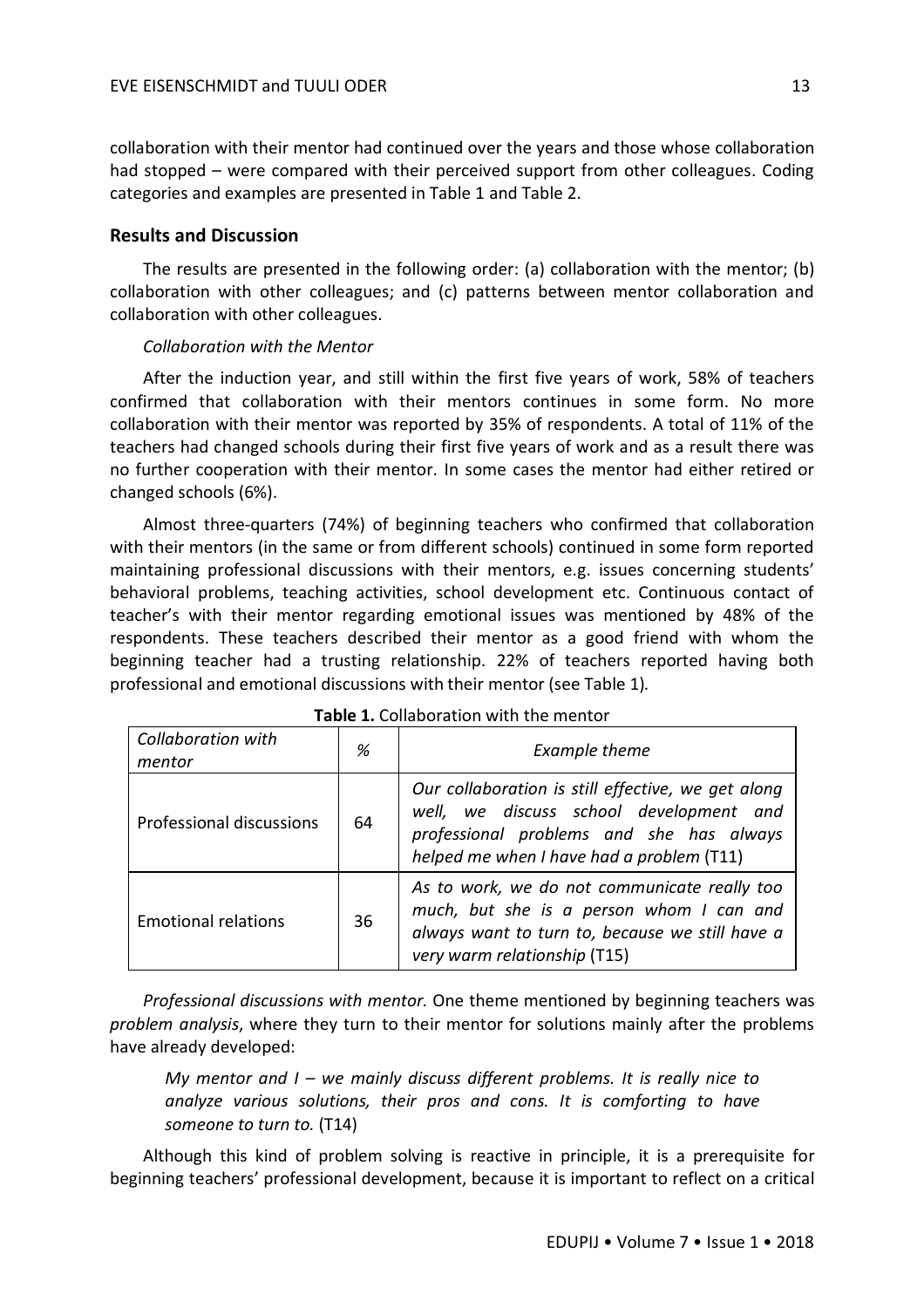collaboration with their mentor had continued over the years and those whose collaboration had stopped – were compared with their perceived support from other colleagues. Coding categories and examples are presented in Table 1 and Table 2.

## Results and Discussion

The results are presented in the following order: (a) collaboration with the mentor; (b) collaboration with other colleagues; and (c) patterns between mentor collaboration and collaboration with other colleagues.

*Collaboration with the Mentor*

After the induction year, and still within the first five years of work, 58% of teachers confirmed that collaboration with their mentors continues in some form. No more collaboration with their mentor was reported by 35% of respondents. A total of 11% of the teachers had changed schools during their first five years of work and as a result there was no further cooperation with their mentor. In some cases the mentor had either retired or changed schools (6%).

Almost three-quarters (74%) of beginning teachers who confirmed that collaboration with their mentors (in the same or from different schools) continued in some form reported maintaining professional discussions with their mentors, e.g. issues concerning students' behavioral problems, teaching activities, school development etc. Continuous contact of teacher's with their mentor regarding emotional issues was mentioned by 48% of the respondents. These teachers described their mentor as a good friend with whom the beginning teacher had a trusting relationship. 22% of teachers reported having both professional and emotional discussions with their mentor (see Table 1).

**Table 1.** Collaboration with the mentor

| *Collaboration with mentor* | *%* | *Example theme* |
|---|---|---|
| Professional discussions | 64 | *Our collaboration is still effective, we get along well, we discuss school development and professional problems and she has always helped me when I have had a problem* (T11) |
| Emotional relations | 36 | *As to work, we do not communicate really too much, but she is a person whom I can and always want to turn to, because we still have a very warm relationship* (T15) |

*Professional discussions with mentor.* One theme mentioned by beginning teachers was *problem analysis*, where they turn to their mentor for solutions mainly after the problems have already developed:

> *My mentor and I – we mainly discuss different problems. It is really nice to analyze various solutions, their pros and cons. It is comforting to have someone to turn to.* (T14)

Although this kind of problem solving is reactive in principle, it is a prerequisite for beginning teachers' professional development, because it is important to reflect on a critical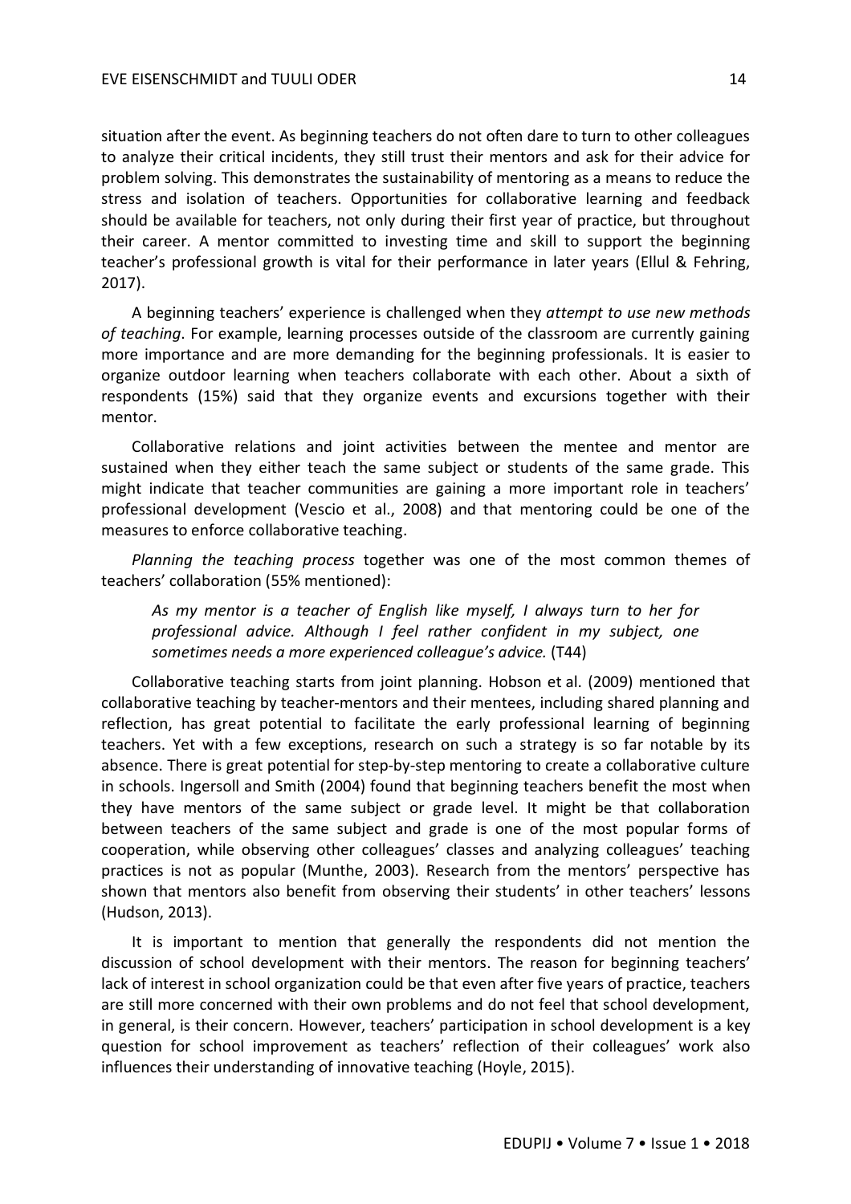situation after the event. As beginning teachers do not often dare to turn to other colleagues to analyze their critical incidents, they still trust their mentors and ask for their advice for problem solving. This demonstrates the sustainability of mentoring as a means to reduce the stress and isolation of teachers. Opportunities for collaborative learning and feedback should be available for teachers, not only during their first year of practice, but throughout their career. A mentor committed to investing time and skill to support the beginning teacher's professional growth is vital for their performance in later years (Ellul & Fehring, 2017).

A beginning teachers' experience is challenged when they *attempt to use new methods of teaching*. For example, learning processes outside of the classroom are currently gaining more importance and are more demanding for the beginning professionals. It is easier to organize outdoor learning when teachers collaborate with each other. About a sixth of respondents (15%) said that they organize events and excursions together with their mentor.

Collaborative relations and joint activities between the mentee and mentor are sustained when they either teach the same subject or students of the same grade. This might indicate that teacher communities are gaining a more important role in teachers' professional development (Vescio et al., 2008) and that mentoring could be one of the measures to enforce collaborative teaching.

*Planning the teaching process* together was one of the most common themes of teachers' collaboration (55% mentioned):

> *As my mentor is a teacher of English like myself, I always turn to her for professional advice. Although I feel rather confident in my subject, one sometimes needs a more experienced colleague's advice.* (T44)

Collaborative teaching starts from joint planning. Hobson et al. (2009) mentioned that collaborative teaching by teacher-mentors and their mentees, including shared planning and reflection, has great potential to facilitate the early professional learning of beginning teachers. Yet with a few exceptions, research on such a strategy is so far notable by its absence. There is great potential for step-by-step mentoring to create a collaborative culture in schools. Ingersoll and Smith (2004) found that beginning teachers benefit the most when they have mentors of the same subject or grade level. It might be that collaboration between teachers of the same subject and grade is one of the most popular forms of cooperation, while observing other colleagues' classes and analyzing colleagues' teaching practices is not as popular (Munthe, 2003). Research from the mentors' perspective has shown that mentors also benefit from observing their students' in other teachers' lessons (Hudson, 2013).

It is important to mention that generally the respondents did not mention the discussion of school development with their mentors. The reason for beginning teachers' lack of interest in school organization could be that even after five years of practice, teachers are still more concerned with their own problems and do not feel that school development, in general, is their concern. However, teachers' participation in school development is a key question for school improvement as teachers' reflection of their colleagues' work also influences their understanding of innovative teaching (Hoyle, 2015).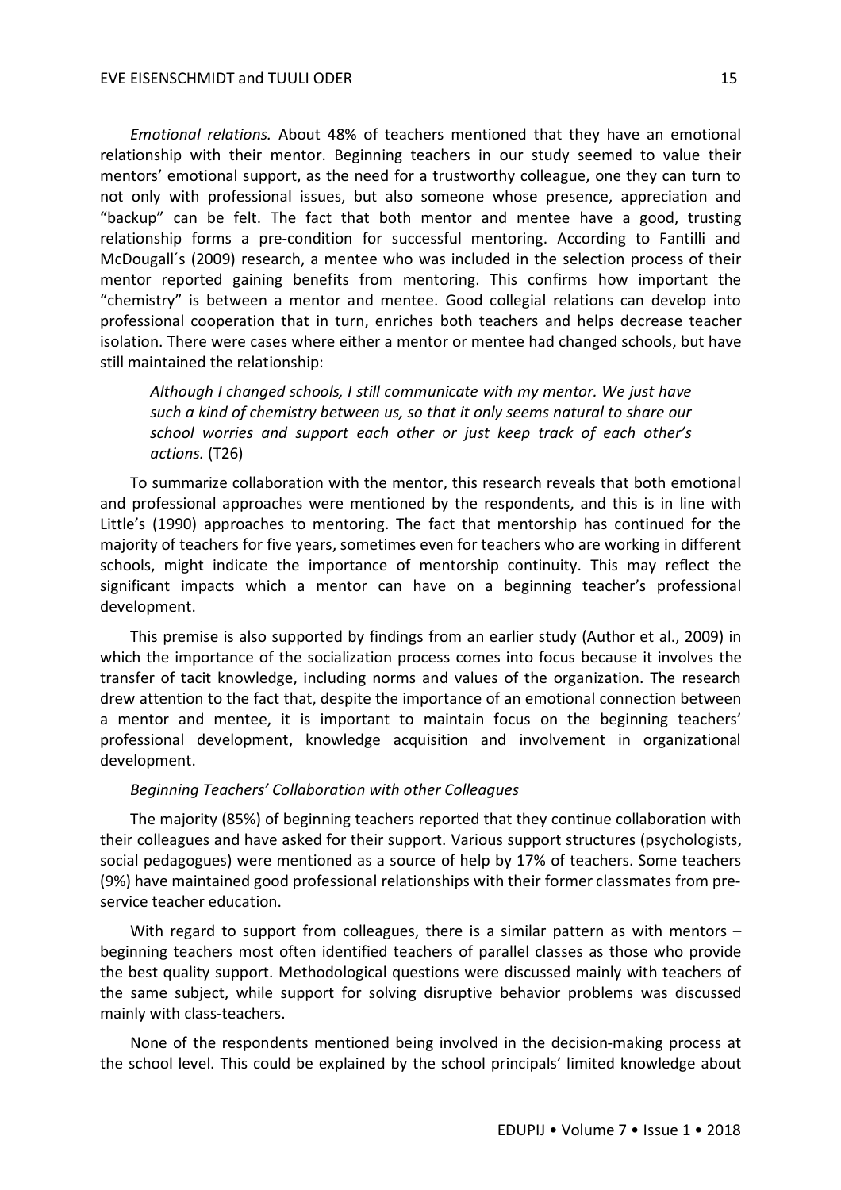*Emotional relations.* About 48% of teachers mentioned that they have an emotional relationship with their mentor. Beginning teachers in our study seemed to value their mentors' emotional support, as the need for a trustworthy colleague, one they can turn to not only with professional issues, but also someone whose presence, appreciation and "backup" can be felt. The fact that both mentor and mentee have a good, trusting relationship forms a pre-condition for successful mentoring. According to Fantilli and McDougall´s (2009) research, a mentee who was included in the selection process of their mentor reported gaining benefits from mentoring. This confirms how important the "chemistry" is between a mentor and mentee. Good collegial relations can develop into professional cooperation that in turn, enriches both teachers and helps decrease teacher isolation. There were cases where either a mentor or mentee had changed schools, but have still maintained the relationship:

> *Although I changed schools, I still communicate with my mentor. We just have such a kind of chemistry between us, so that it only seems natural to share our school worries and support each other or just keep track of each other's actions.* (T26)

To summarize collaboration with the mentor, this research reveals that both emotional and professional approaches were mentioned by the respondents, and this is in line with Little's (1990) approaches to mentoring. The fact that mentorship has continued for the majority of teachers for five years, sometimes even for teachers who are working in different schools, might indicate the importance of mentorship continuity. This may reflect the significant impacts which a mentor can have on a beginning teacher's professional development.

This premise is also supported by findings from an earlier study (Author et al., 2009) in which the importance of the socialization process comes into focus because it involves the transfer of tacit knowledge, including norms and values of the organization. The research drew attention to the fact that, despite the importance of an emotional connection between a mentor and mentee, it is important to maintain focus on the beginning teachers' professional development, knowledge acquisition and involvement in organizational development.

*Beginning Teachers' Collaboration with other Colleagues*

The majority (85%) of beginning teachers reported that they continue collaboration with their colleagues and have asked for their support. Various support structures (psychologists, social pedagogues) were mentioned as a source of help by 17% of teachers. Some teachers (9%) have maintained good professional relationships with their former classmates from pre-service teacher education.

With regard to support from colleagues, there is a similar pattern as with mentors – beginning teachers most often identified teachers of parallel classes as those who provide the best quality support. Methodological questions were discussed mainly with teachers of the same subject, while support for solving disruptive behavior problems was discussed mainly with class-teachers.

None of the respondents mentioned being involved in the decision-making process at the school level. This could be explained by the school principals' limited knowledge about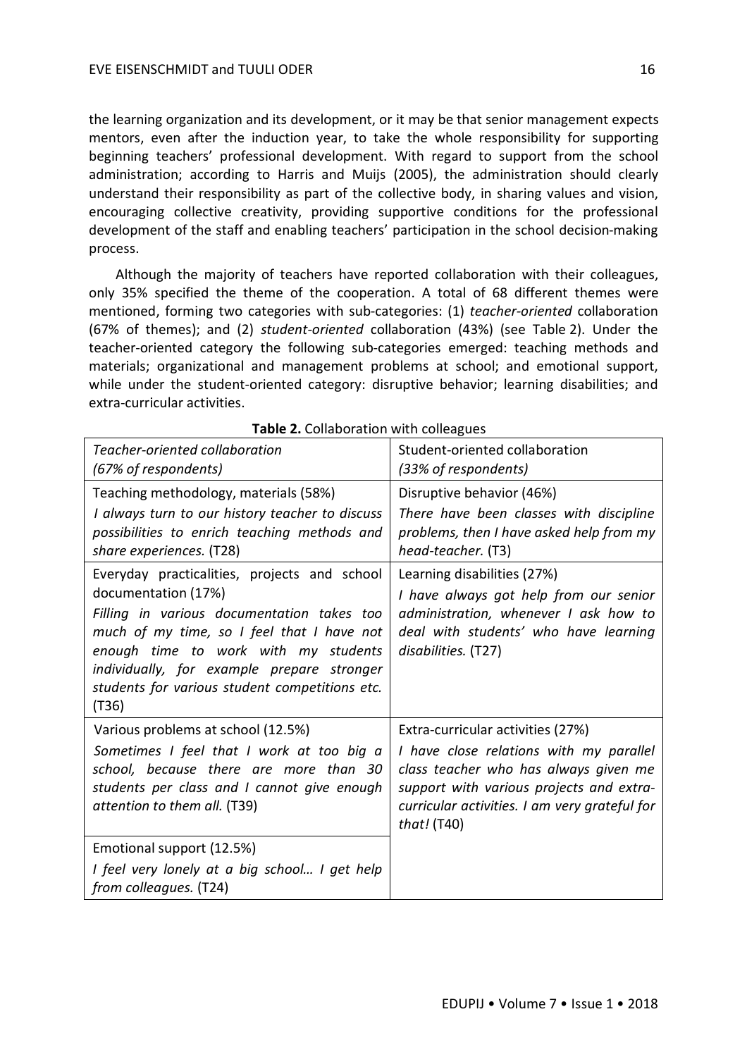the learning organization and its development, or it may be that senior management expects mentors, even after the induction year, to take the whole responsibility for supporting beginning teachers' professional development. With regard to support from the school administration; according to Harris and Muijs (2005), the administration should clearly understand their responsibility as part of the collective body, in sharing values and vision, encouraging collective creativity, providing supportive conditions for the professional development of the staff and enabling teachers' participation in the school decision-making process.

Although the majority of teachers have reported collaboration with their colleagues, only 35% specified the theme of the cooperation. A total of 68 different themes were mentioned, forming two categories with sub-categories: (1) *teacher-oriented* collaboration (67% of themes); and (2) *student-oriented* collaboration (43%) (see Table 2). Under the teacher-oriented category the following sub-categories emerged: teaching methods and materials; organizational and management problems at school; and emotional support, while under the student-oriented category: disruptive behavior; learning disabilities; and extra-curricular activities.

**Table 2.** Collaboration with colleagues

| *Teacher-oriented collaboration (67% of respondents)* | Student-oriented collaboration *(33% of respondents)* |
|---|---|
| Teaching methodology, materials (58%) *I always turn to our history teacher to discuss possibilities to enrich teaching methods and share experiences.* (T28) | Disruptive behavior (46%) *There have been classes with discipline problems, then I have asked help from my head-teacher.* (T3) |
| Everyday practicalities, projects and school documentation (17%) *Filling in various documentation takes too much of my time, so I feel that I have not enough time to work with my students individually, for example prepare stronger students for various student competitions etc.* (T36) | Learning disabilities (27%) *I have always got help from our senior administration, whenever I ask how to deal with students' who have learning disabilities.* (T27) |
| Various problems at school (12.5%) *Sometimes I feel that I work at too big a school, because there are more than 30 students per class and I cannot give enough attention to them all.* (T39) | Extra-curricular activities (27%) *I have close relations with my parallel class teacher who has always given me support with various projects and extra-curricular activities. I am very grateful for that!* (T40) |
| Emotional support (12.5%) *I feel very lonely at a big school… I get help from colleagues.* (T24) | |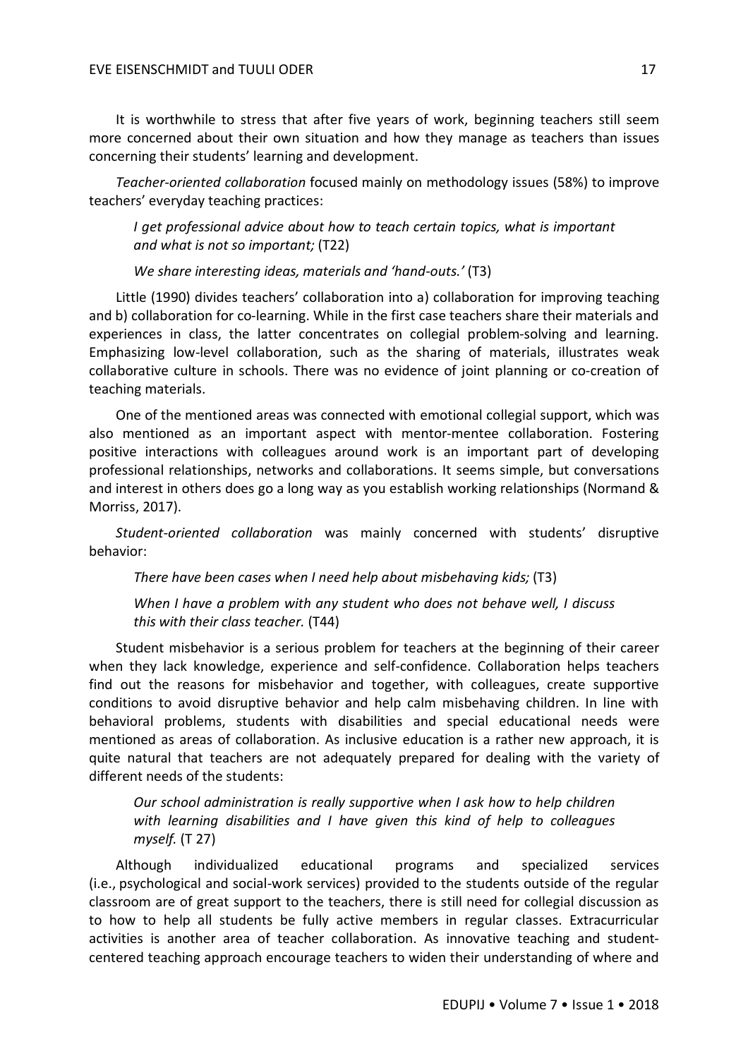It is worthwhile to stress that after five years of work, beginning teachers still seem more concerned about their own situation and how they manage as teachers than issues concerning their students' learning and development.

*Teacher-oriented collaboration* focused mainly on methodology issues (58%) to improve teachers' everyday teaching practices:

> *I get professional advice about how to teach certain topics, what is important and what is not so important;* (T22)
>
> *We share interesting ideas, materials and 'hand-outs.'* (T3)

Little (1990) divides teachers' collaboration into a) collaboration for improving teaching and b) collaboration for co-learning. While in the first case teachers share their materials and experiences in class, the latter concentrates on collegial problem-solving and learning. Emphasizing low-level collaboration, such as the sharing of materials, illustrates weak collaborative culture in schools. There was no evidence of joint planning or co-creation of teaching materials.

One of the mentioned areas was connected with emotional collegial support, which was also mentioned as an important aspect with mentor-mentee collaboration. Fostering positive interactions with colleagues around work is an important part of developing professional relationships, networks and collaborations. It seems simple, but conversations and interest in others does go a long way as you establish working relationships (Normand & Morriss, 2017).

*Student-oriented collaboration* was mainly concerned with students' disruptive behavior:

> *There have been cases when I need help about misbehaving kids;* (T3)
>
> *When I have a problem with any student who does not behave well, I discuss this with their class teacher.* (T44)

Student misbehavior is a serious problem for teachers at the beginning of their career when they lack knowledge, experience and self-confidence. Collaboration helps teachers find out the reasons for misbehavior and together, with colleagues, create supportive conditions to avoid disruptive behavior and help calm misbehaving children. In line with behavioral problems, students with disabilities and special educational needs were mentioned as areas of collaboration. As inclusive education is a rather new approach, it is quite natural that teachers are not adequately prepared for dealing with the variety of different needs of the students:

> *Our school administration is really supportive when I ask how to help children with learning disabilities and I have given this kind of help to colleagues myself.* (T 27)

Although individualized educational programs and specialized services (i.e., psychological and social-work services) provided to the students outside of the regular classroom are of great support to the teachers, there is still need for collegial discussion as to how to help all students be fully active members in regular classes. Extracurricular activities is another area of teacher collaboration. As innovative teaching and student-centered teaching approach encourage teachers to widen their understanding of where and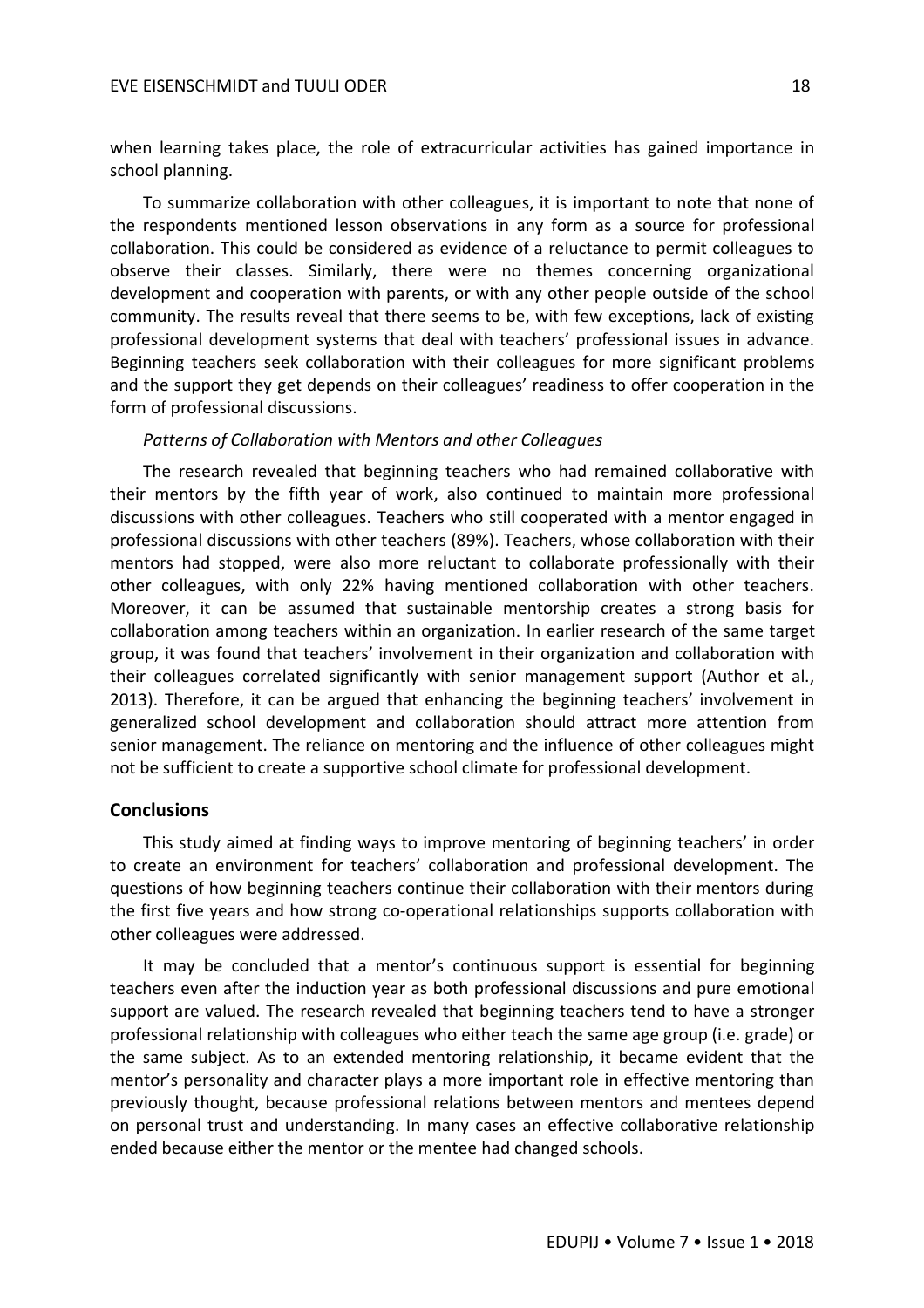when learning takes place, the role of extracurricular activities has gained importance in school planning.

To summarize collaboration with other colleagues, it is important to note that none of the respondents mentioned lesson observations in any form as a source for professional collaboration. This could be considered as evidence of a reluctance to permit colleagues to observe their classes. Similarly, there were no themes concerning organizational development and cooperation with parents, or with any other people outside of the school community. The results reveal that there seems to be, with few exceptions, lack of existing professional development systems that deal with teachers' professional issues in advance. Beginning teachers seek collaboration with their colleagues for more significant problems and the support they get depends on their colleagues' readiness to offer cooperation in the form of professional discussions.

*Patterns of Collaboration with Mentors and other Colleagues*

The research revealed that beginning teachers who had remained collaborative with their mentors by the fifth year of work, also continued to maintain more professional discussions with other colleagues. Teachers who still cooperated with a mentor engaged in professional discussions with other teachers (89%). Teachers, whose collaboration with their mentors had stopped, were also more reluctant to collaborate professionally with their other colleagues, with only 22% having mentioned collaboration with other teachers. Moreover, it can be assumed that sustainable mentorship creates a strong basis for collaboration among teachers within an organization. In earlier research of the same target group, it was found that teachers' involvement in their organization and collaboration with their colleagues correlated significantly with senior management support (Author et al., 2013). Therefore, it can be argued that enhancing the beginning teachers' involvement in generalized school development and collaboration should attract more attention from senior management. The reliance on mentoring and the influence of other colleagues might not be sufficient to create a supportive school climate for professional development.

## Conclusions

This study aimed at finding ways to improve mentoring of beginning teachers' in order to create an environment for teachers' collaboration and professional development. The questions of how beginning teachers continue their collaboration with their mentors during the first five years and how strong co-operational relationships supports collaboration with other colleagues were addressed.

It may be concluded that a mentor's continuous support is essential for beginning teachers even after the induction year as both professional discussions and pure emotional support are valued. The research revealed that beginning teachers tend to have a stronger professional relationship with colleagues who either teach the same age group (i.e. grade) or the same subject. As to an extended mentoring relationship, it became evident that the mentor's personality and character plays a more important role in effective mentoring than previously thought, because professional relations between mentors and mentees depend on personal trust and understanding. In many cases an effective collaborative relationship ended because either the mentor or the mentee had changed schools.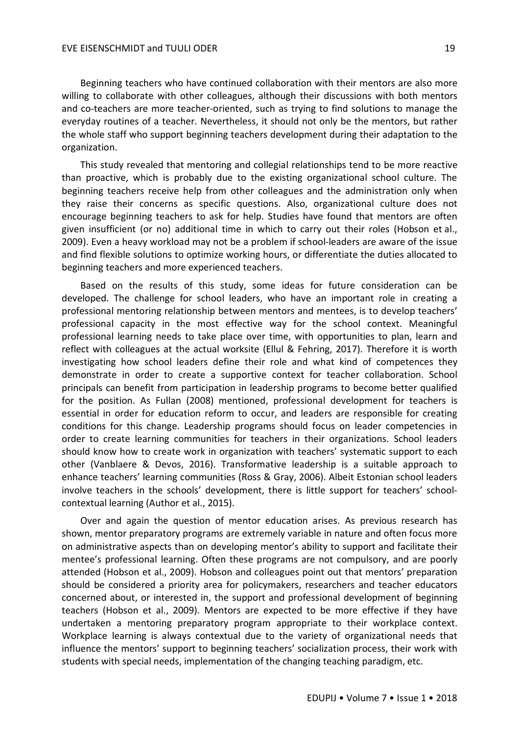Beginning teachers who have continued collaboration with their mentors are also more willing to collaborate with other colleagues, although their discussions with both mentors and co-teachers are more teacher-oriented, such as trying to find solutions to manage the everyday routines of a teacher. Nevertheless, it should not only be the mentors, but rather the whole staff who support beginning teachers development during their adaptation to the organization.

This study revealed that mentoring and collegial relationships tend to be more reactive than proactive, which is probably due to the existing organizational school culture. The beginning teachers receive help from other colleagues and the administration only when they raise their concerns as specific questions. Also, organizational culture does not encourage beginning teachers to ask for help. Studies have found that mentors are often given insufficient (or no) additional time in which to carry out their roles (Hobson et al., 2009). Even a heavy workload may not be a problem if school-leaders are aware of the issue and find flexible solutions to optimize working hours, or differentiate the duties allocated to beginning teachers and more experienced teachers.

Based on the results of this study, some ideas for future consideration can be developed. The challenge for school leaders, who have an important role in creating a professional mentoring relationship between mentors and mentees, is to develop teachers' professional capacity in the most effective way for the school context. Meaningful professional learning needs to take place over time, with opportunities to plan, learn and reflect with colleagues at the actual worksite (Ellul & Fehring, 2017). Therefore it is worth investigating how school leaders define their role and what kind of competences they demonstrate in order to create a supportive context for teacher collaboration. School principals can benefit from participation in leadership programs to become better qualified for the position. As Fullan (2008) mentioned, professional development for teachers is essential in order for education reform to occur, and leaders are responsible for creating conditions for this change. Leadership programs should focus on leader competencies in order to create learning communities for teachers in their organizations. School leaders should know how to create work in organization with teachers' systematic support to each other (Vanblaere & Devos, 2016). Transformative leadership is a suitable approach to enhance teachers' learning communities (Ross & Gray, 2006). Albeit Estonian school leaders involve teachers in the schools' development, there is little support for teachers' school-contextual learning (Author et al., 2015).

Over and again the question of mentor education arises. As previous research has shown, mentor preparatory programs are extremely variable in nature and often focus more on administrative aspects than on developing mentor's ability to support and facilitate their mentee's professional learning. Often these programs are not compulsory, and are poorly attended (Hobson et al., 2009). Hobson and colleagues point out that mentors' preparation should be considered a priority area for policymakers, researchers and teacher educators concerned about, or interested in, the support and professional development of beginning teachers (Hobson et al., 2009). Mentors are expected to be more effective if they have undertaken a mentoring preparatory program appropriate to their workplace context. Workplace learning is always contextual due to the variety of organizational needs that influence the mentors' support to beginning teachers' socialization process, their work with students with special needs, implementation of the changing teaching paradigm, etc.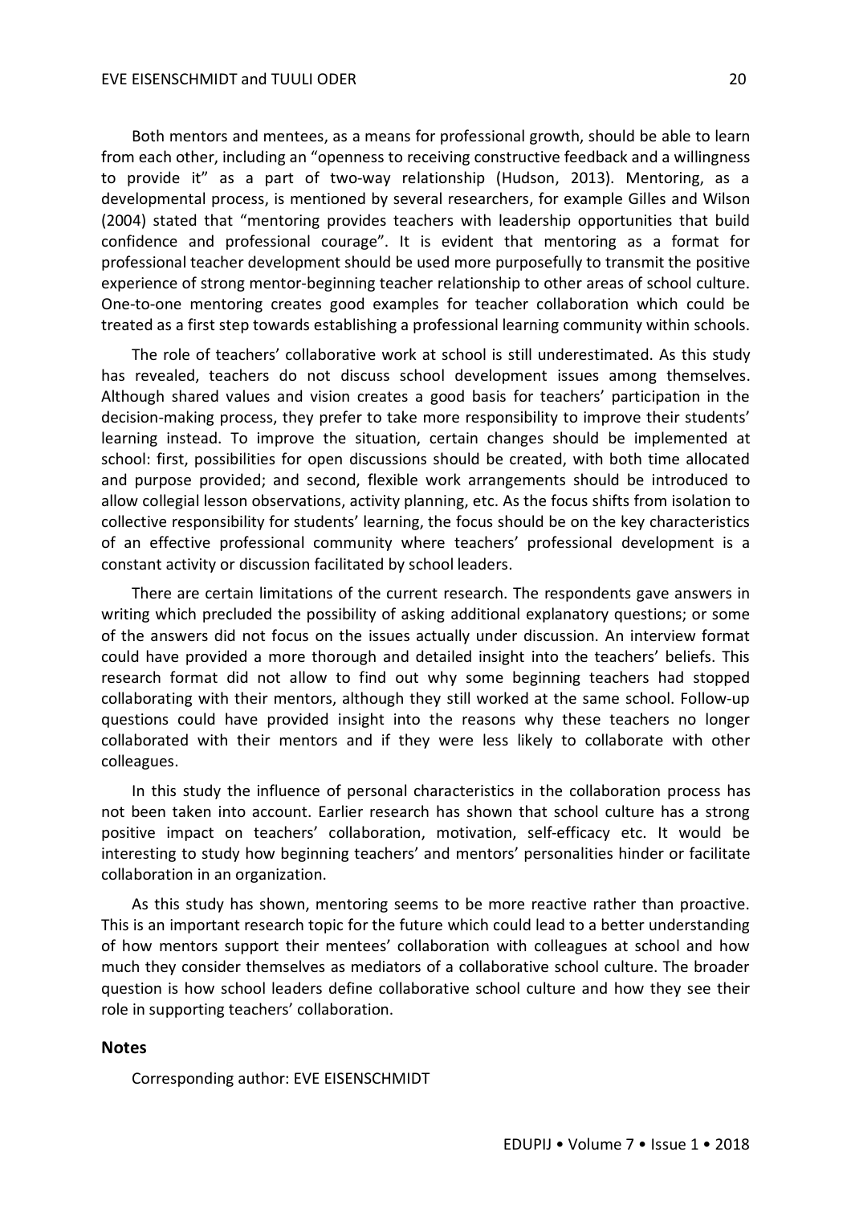Both mentors and mentees, as a means for professional growth, should be able to learn from each other, including an "openness to receiving constructive feedback and a willingness to provide it" as a part of two-way relationship (Hudson, 2013). Mentoring, as a developmental process, is mentioned by several researchers, for example Gilles and Wilson (2004) stated that "mentoring provides teachers with leadership opportunities that build confidence and professional courage". It is evident that mentoring as a format for professional teacher development should be used more purposefully to transmit the positive experience of strong mentor-beginning teacher relationship to other areas of school culture. One-to-one mentoring creates good examples for teacher collaboration which could be treated as a first step towards establishing a professional learning community within schools.

The role of teachers' collaborative work at school is still underestimated. As this study has revealed, teachers do not discuss school development issues among themselves. Although shared values and vision creates a good basis for teachers' participation in the decision-making process, they prefer to take more responsibility to improve their students' learning instead. To improve the situation, certain changes should be implemented at school: first, possibilities for open discussions should be created, with both time allocated and purpose provided; and second, flexible work arrangements should be introduced to allow collegial lesson observations, activity planning, etc. As the focus shifts from isolation to collective responsibility for students' learning, the focus should be on the key characteristics of an effective professional community where teachers' professional development is a constant activity or discussion facilitated by school leaders.

There are certain limitations of the current research. The respondents gave answers in writing which precluded the possibility of asking additional explanatory questions; or some of the answers did not focus on the issues actually under discussion. An interview format could have provided a more thorough and detailed insight into the teachers' beliefs. This research format did not allow to find out why some beginning teachers had stopped collaborating with their mentors, although they still worked at the same school. Follow-up questions could have provided insight into the reasons why these teachers no longer collaborated with their mentors and if they were less likely to collaborate with other colleagues.

In this study the influence of personal characteristics in the collaboration process has not been taken into account. Earlier research has shown that school culture has a strong positive impact on teachers' collaboration, motivation, self-efficacy etc. It would be interesting to study how beginning teachers' and mentors' personalities hinder or facilitate collaboration in an organization.

As this study has shown, mentoring seems to be more reactive rather than proactive. This is an important research topic for the future which could lead to a better understanding of how mentors support their mentees' collaboration with colleagues at school and how much they consider themselves as mediators of a collaborative school culture. The broader question is how school leaders define collaborative school culture and how they see their role in supporting teachers' collaboration.

## Notes

Corresponding author: EVE EISENSCHMIDT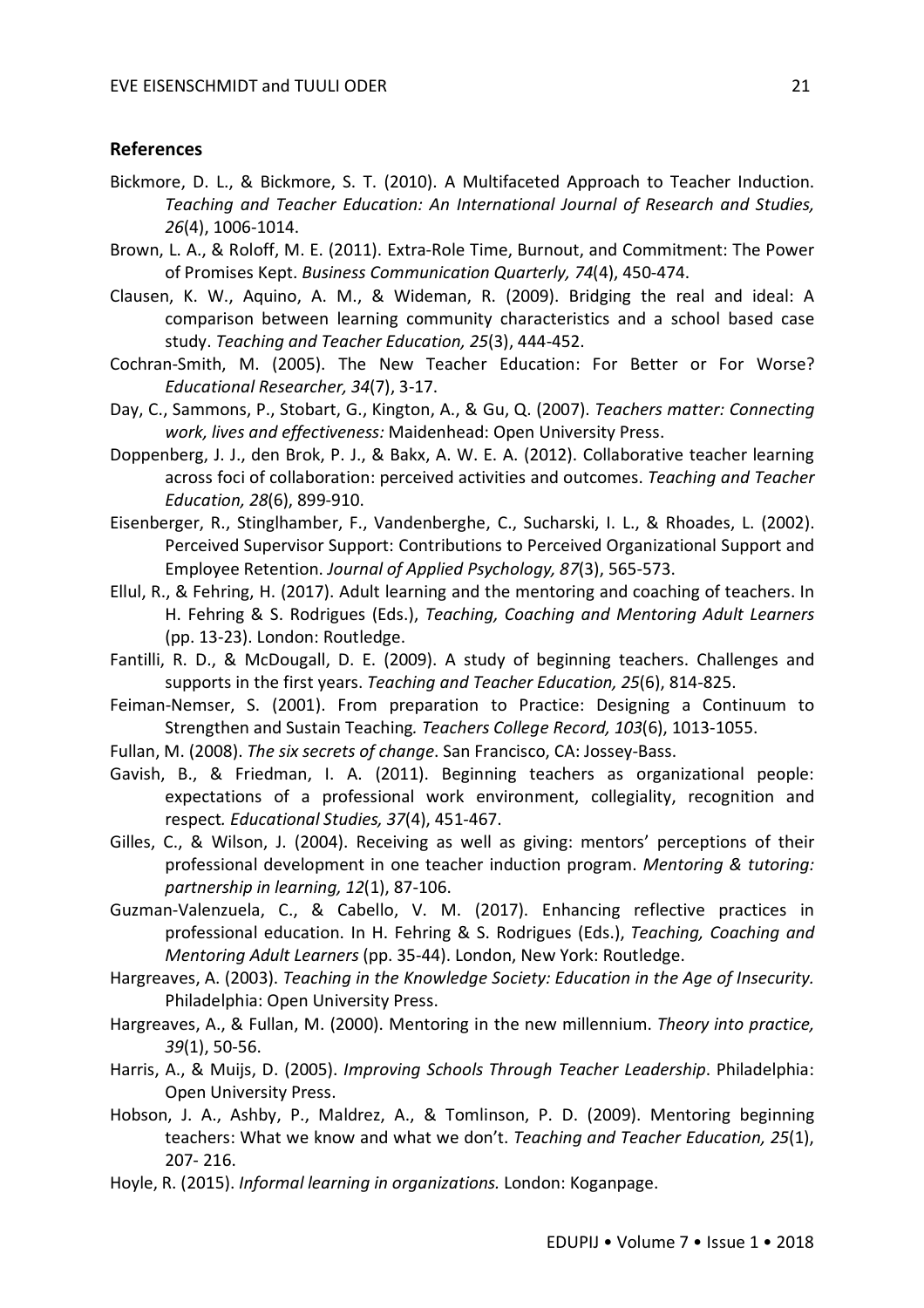## References

Bickmore, D. L., & Bickmore, S. T. (2010). A Multifaceted Approach to Teacher Induction. *Teaching and Teacher Education: An International Journal of Research and Studies, 26*(4), 1006-1014.

Brown, L. A., & Roloff, M. E. (2011). Extra-Role Time, Burnout, and Commitment: The Power of Promises Kept. *Business Communication Quarterly, 74*(4), 450-474.

Clausen, K. W., Aquino, A. M., & Wideman, R. (2009). Bridging the real and ideal: A comparison between learning community characteristics and a school based case study. *Teaching and Teacher Education, 25*(3), 444-452.

Cochran-Smith, M. (2005). The New Teacher Education: For Better or For Worse? *Educational Researcher, 34*(7), 3-17.

Day, C., Sammons, P., Stobart, G., Kington, A., & Gu, Q. (2007). *Teachers matter: Connecting work, lives and effectiveness:* Maidenhead: Open University Press.

Doppenberg, J. J., den Brok, P. J., & Bakx, A. W. E. A. (2012). Collaborative teacher learning across foci of collaboration: perceived activities and outcomes. *Teaching and Teacher Education, 28*(6), 899-910.

Eisenberger, R., Stinglhamber, F., Vandenberghe, C., Sucharski, I. L., & Rhoades, L. (2002). Perceived Supervisor Support: Contributions to Perceived Organizational Support and Employee Retention. *Journal of Applied Psychology, 87*(3), 565-573.

Ellul, R., & Fehring, H. (2017). Adult learning and the mentoring and coaching of teachers. In H. Fehring & S. Rodrigues (Eds.), *Teaching, Coaching and Mentoring Adult Learners* (pp. 13-23). London: Routledge.

Fantilli, R. D., & McDougall, D. E. (2009). A study of beginning teachers. Challenges and supports in the first years. *Teaching and Teacher Education, 25*(6), 814-825.

Feiman-Nemser, S. (2001). From preparation to Practice: Designing a Continuum to Strengthen and Sustain Teaching*. Teachers College Record, 103*(6), 1013-1055.

Fullan, M. (2008). *The six secrets of change*. San Francisco, CA: Jossey-Bass.

Gavish, B., & Friedman, I. A. (2011). Beginning teachers as organizational people: expectations of a professional work environment, collegiality, recognition and respect*. Educational Studies, 37*(4), 451-467.

Gilles, C., & Wilson, J. (2004). Receiving as well as giving: mentors' perceptions of their professional development in one teacher induction program. *Mentoring & tutoring: partnership in learning, 12*(1), 87-106.

Guzman-Valenzuela, C., & Cabello, V. M. (2017). Enhancing reflective practices in professional education. In H. Fehring & S. Rodrigues (Eds.), *Teaching, Coaching and Mentoring Adult Learners* (pp. 35-44). London, New York: Routledge.

Hargreaves, A. (2003). *Teaching in the Knowledge Society: Education in the Age of Insecurity.* Philadelphia: Open University Press.

Hargreaves, A., & Fullan, M. (2000). Mentoring in the new millennium. *Theory into practice, 39*(1), 50-56.

Harris, A., & Muijs, D. (2005). *Improving Schools Through Teacher Leadership*. Philadelphia: Open University Press.

Hobson, J. A., Ashby, P., Maldrez, A., & Tomlinson, P. D. (2009). Mentoring beginning teachers: What we know and what we don't. *Teaching and Teacher Education, 25*(1), 207- 216.

Hoyle, R. (2015). *Informal learning in organizations.* London: Koganpage.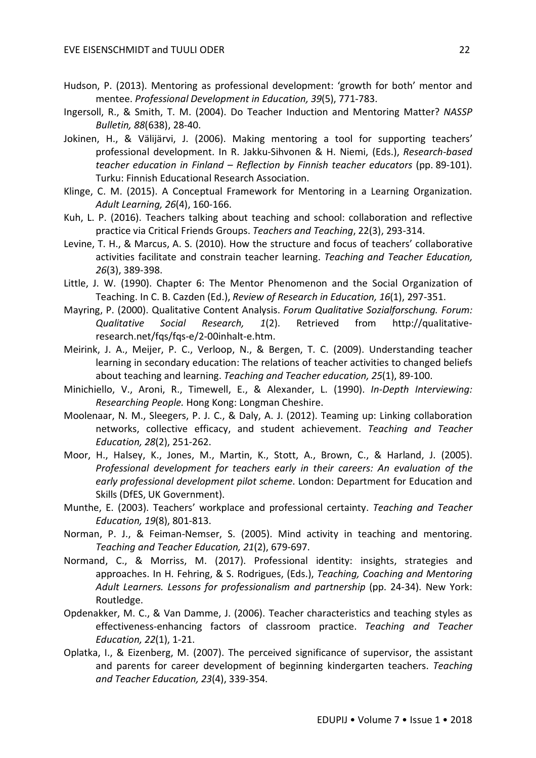Hudson, P. (2013). Mentoring as professional development: 'growth for both' mentor and mentee. *Professional Development in Education, 39*(5), 771-783.

Ingersoll, R., & Smith, T. M. (2004). Do Teacher Induction and Mentoring Matter? *NASSP Bulletin, 88*(638), 28-40.

Jokinen, H., & Välijärvi, J. (2006). Making mentoring a tool for supporting teachers' professional development. In R. Jakku-Sihvonen & H. Niemi, (Eds.), *Research-based teacher education in Finland – Reflection by Finnish teacher educators* (pp. 89-101). Turku: Finnish Educational Research Association.

Klinge, C. M. (2015). A Conceptual Framework for Mentoring in a Learning Organization. *Adult Learning, 26*(4), 160-166.

Kuh, L. P. (2016). Teachers talking about teaching and school: collaboration and reflective practice via Critical Friends Groups. *Teachers and Teaching*, 22(3), 293-314.

Levine, T. H., & Marcus, A. S. (2010). How the structure and focus of teachers' collaborative activities facilitate and constrain teacher learning. *Teaching and Teacher Education, 26*(3), 389-398.

Little, J. W. (1990). Chapter 6: The Mentor Phenomenon and the Social Organization of Teaching. In C. B. Cazden (Ed.), *Review of Research in Education, 16*(1), 297-351.

Mayring, P. (2000). Qualitative Content Analysis. *Forum Qualitative Sozialforschung. Forum: Qualitative Social Research, 1*(2). Retrieved from http://qualitative-research.net/fqs/fqs-e/2-00inhalt-e.htm.

Meirink, J. A., Meijer, P. C., Verloop, N., & Bergen, T. C. (2009). Understanding teacher learning in secondary education: The relations of teacher activities to changed beliefs about teaching and learning. *Teaching and Teacher education, 25*(1), 89-100.

Minichiello, V., Aroni, R., Timewell, E., & Alexander, L. (1990). *In-Depth Interviewing: Researching People.* Hong Kong: Longman Cheshire.

Moolenaar, N. M., Sleegers, P. J. C., & Daly, A. J. (2012). Teaming up: Linking collaboration networks, collective efficacy, and student achievement. *Teaching and Teacher Education, 28*(2), 251-262.

Moor, H., Halsey, K., Jones, M., Martin, K., Stott, A., Brown, C., & Harland, J. (2005). *Professional development for teachers early in their careers: An evaluation of the early professional development pilot scheme*. London: Department for Education and Skills (DfES, UK Government).

Munthe, E. (2003). Teachers' workplace and professional certainty. *Teaching and Teacher Education, 19*(8), 801-813.

Norman, P. J., & Feiman-Nemser, S. (2005). Mind activity in teaching and mentoring. *Teaching and Teacher Education, 21*(2), 679-697.

Normand, C., & Morriss, M. (2017). Professional identity: insights, strategies and approaches. In H. Fehring, & S. Rodrigues, (Eds.), *Teaching, Coaching and Mentoring Adult Learners. Lessons for professionalism and partnership* (pp. 24-34). New York: Routledge.

Opdenakker, M. C., & Van Damme, J. (2006). Teacher characteristics and teaching styles as effectiveness-enhancing factors of classroom practice. *Teaching and Teacher Education, 22*(1), 1-21.

Oplatka, I., & Eizenberg, M. (2007). The perceived significance of supervisor, the assistant and parents for career development of beginning kindergarten teachers. *Teaching and Teacher Education, 23*(4), 339-354.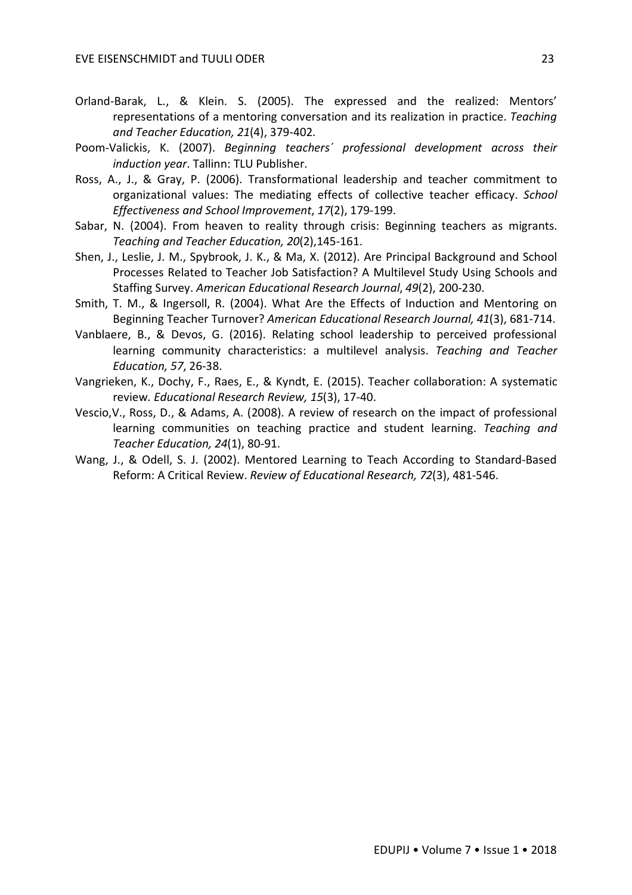Orland-Barak, L., & Klein. S. (2005). The expressed and the realized: Mentors' representations of a mentoring conversation and its realization in practice. *Teaching and Teacher Education, 21*(4), 379-402.

Poom-Valickis, K. (2007). *Beginning teachers´ professional development across their induction year*. Tallinn: TLU Publisher.

Ross, A., J., & Gray, P. (2006). Transformational leadership and teacher commitment to organizational values: The mediating effects of collective teacher efficacy. *School Effectiveness and School Improvement*, *17*(2), 179-199.

Sabar, N. (2004). From heaven to reality through crisis: Beginning teachers as migrants. *Teaching and Teacher Education, 20*(2),145-161.

Shen, J., Leslie, J. M., Spybrook, J. K., & Ma, X. (2012). Are Principal Background and School Processes Related to Teacher Job Satisfaction? A Multilevel Study Using Schools and Staffing Survey. *American Educational Research Journal*, *49*(2), 200-230.

Smith, T. M., & Ingersoll, R. (2004). What Are the Effects of Induction and Mentoring on Beginning Teacher Turnover? *American Educational Research Journal, 41*(3), 681-714.

Vanblaere, B., & Devos, G. (2016). Relating school leadership to perceived professional learning community characteristics: a multilevel analysis. *Teaching and Teacher Education, 57*, 26-38.

Vangrieken, K., Dochy, F., Raes, E., & Kyndt, E. (2015). Teacher collaboration: A systematic review*. Educational Research Review, 15*(3), 17-40.

Vescio,V., Ross, D., & Adams, A. (2008). A review of research on the impact of professional learning communities on teaching practice and student learning. *Teaching and Teacher Education, 24*(1), 80-91.

Wang, J., & Odell, S. J. (2002). Mentored Learning to Teach According to Standard-Based Reform: A Critical Review. *Review of Educational Research, 72*(3), 481-546.